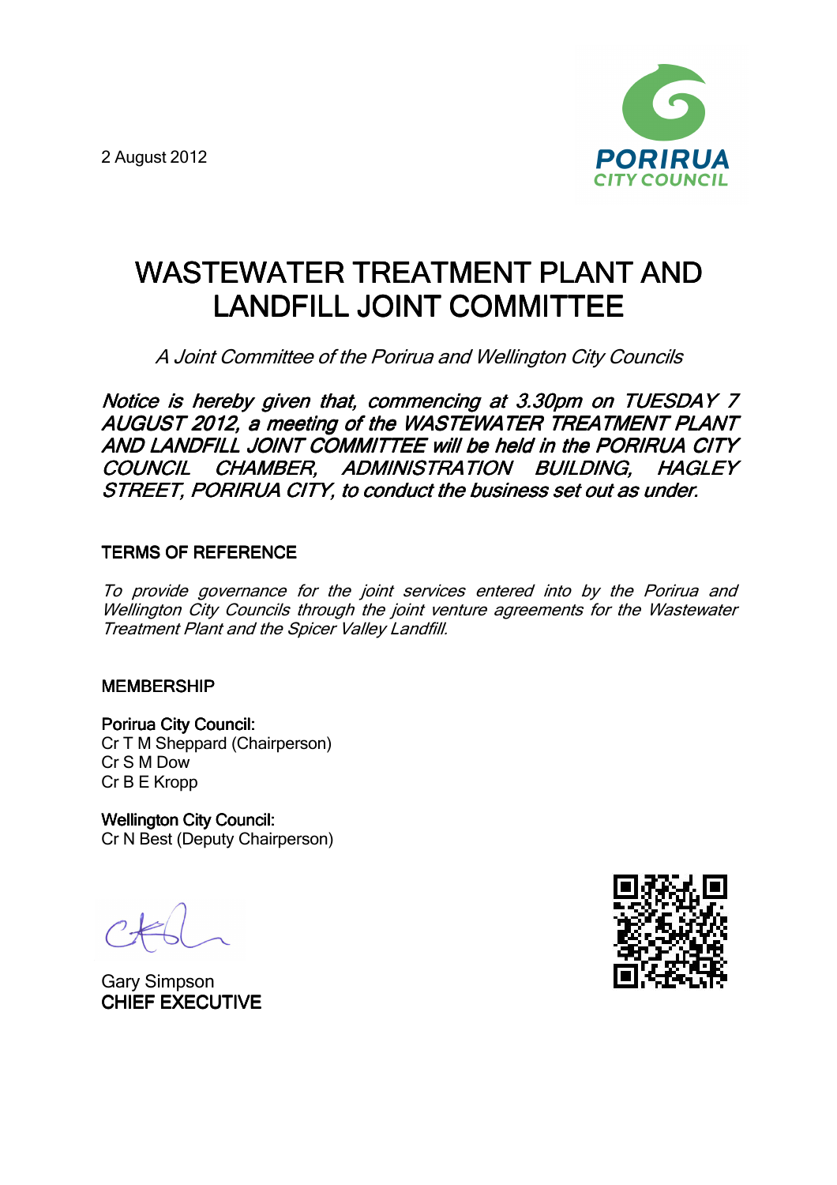2 August 2012

PORIRUA CITY COUNCIL

# WASTEWATER TREATMENT PLANT AND LANDFILL JOINT COMMITTEE

*A Joint Committee of the Porirua and Wellington City Councils*

***Notice is hereby given that, commencing at 3.30pm on TUESDAY 7 AUGUST 2012, a meeting of the WASTEWATER TREATMENT PLANT AND LANDFILL JOINT COMMITTEE will be held in the PORIRUA CITY COUNCIL CHAMBER, ADMINISTRATION BUILDING, HAGLEY STREET, PORIRUA CITY, to conduct the business set out as under.***

## TERMS OF REFERENCE

*To provide governance for the joint services entered into by the Porirua and Wellington City Councils through the joint venture agreements for the Wastewater Treatment Plant and the Spicer Valley Landfill.*

## MEMBERSHIP

**Porirua City Council:**
Cr T M Sheppard (Chairperson)
Cr S M Dow
Cr B E Kropp

**Wellington City Council:**
Cr N Best (Deputy Chairperson)

Gary Simpson
**CHIEF EXECUTIVE**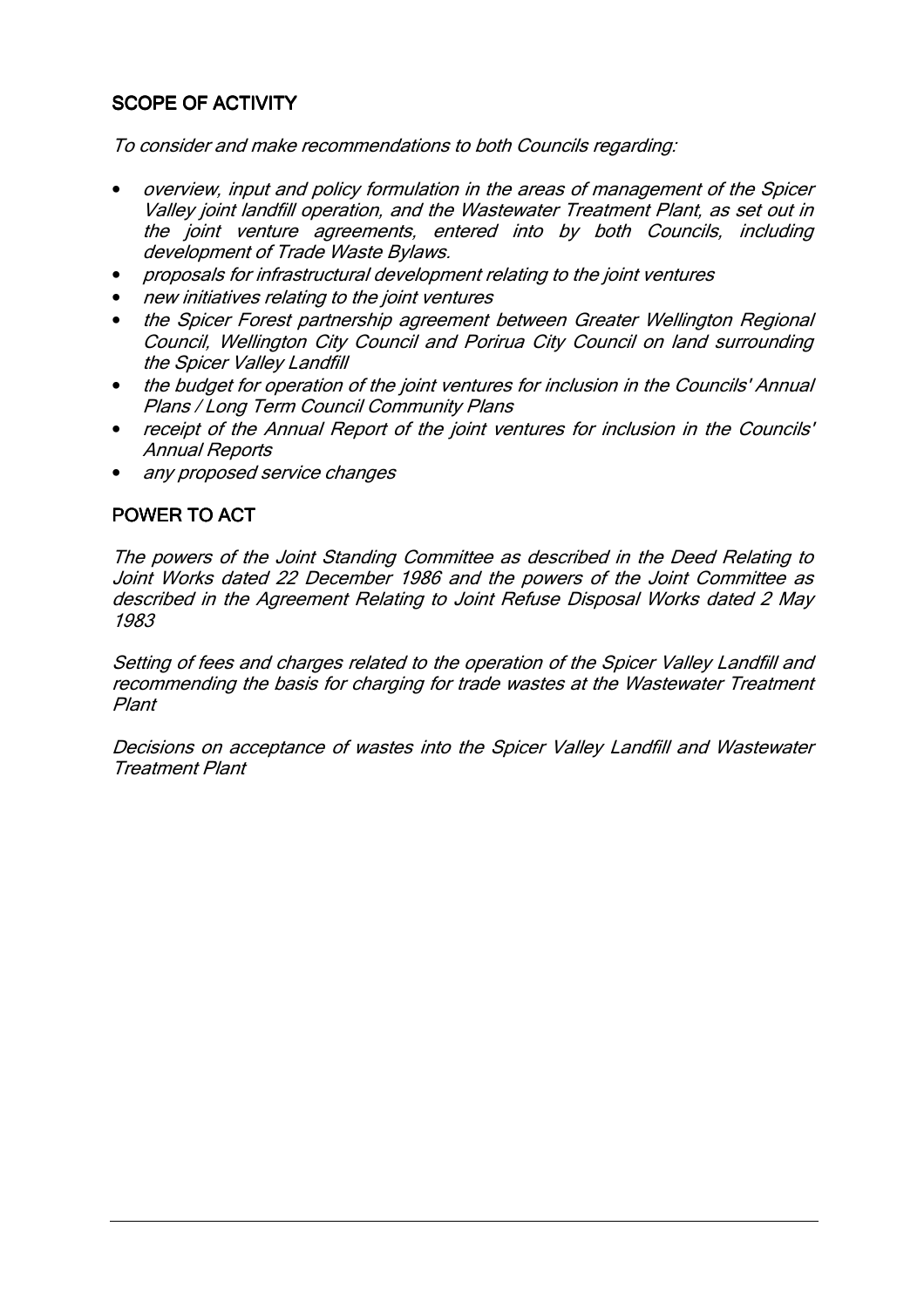## SCOPE OF ACTIVITY

*To consider and make recommendations to both Councils regarding:*

- *overview, input and policy formulation in the areas of management of the Spicer Valley joint landfill operation, and the Wastewater Treatment Plant, as set out in the joint venture agreements, entered into by both Councils, including development of Trade Waste Bylaws.*
- *proposals for infrastructural development relating to the joint ventures*
- *new initiatives relating to the joint ventures*
- *the Spicer Forest partnership agreement between Greater Wellington Regional Council, Wellington City Council and Porirua City Council on land surrounding the Spicer Valley Landfill*
- *the budget for operation of the joint ventures for inclusion in the Councils' Annual Plans / Long Term Council Community Plans*
- *receipt of the Annual Report of the joint ventures for inclusion in the Councils' Annual Reports*
- *any proposed service changes*

## POWER TO ACT

*The powers of the Joint Standing Committee as described in the Deed Relating to Joint Works dated 22 December 1986 and the powers of the Joint Committee as described in the Agreement Relating to Joint Refuse Disposal Works dated 2 May 1983*

*Setting of fees and charges related to the operation of the Spicer Valley Landfill and recommending the basis for charging for trade wastes at the Wastewater Treatment Plant*

*Decisions on acceptance of wastes into the Spicer Valley Landfill and Wastewater Treatment Plant*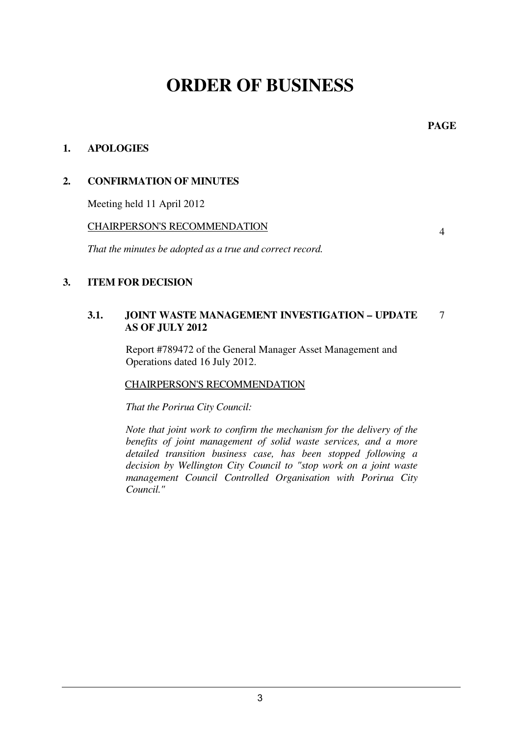# ORDER OF BUSINESS

**PAGE**

## 1. APOLOGIES

## 2. CONFIRMATION OF MINUTES

Meeting held 11 April 2012

CHAIRPERSON'S RECOMMENDATION — 4

*That the minutes be adopted as a true and correct record.*

## 3. ITEM FOR DECISION

### 3.1. JOINT WASTE MANAGEMENT INVESTIGATION – UPDATE AS OF JULY 2012 — 7

Report #789472 of the General Manager Asset Management and Operations dated 16 July 2012.

CHAIRPERSON'S RECOMMENDATION

*That the Porirua City Council:*

*Note that joint work to confirm the mechanism for the delivery of the benefits of joint management of solid waste services, and a more detailed transition business case, has been stopped following a decision by Wellington City Council to "stop work on a joint waste management Council Controlled Organisation with Porirua City Council."*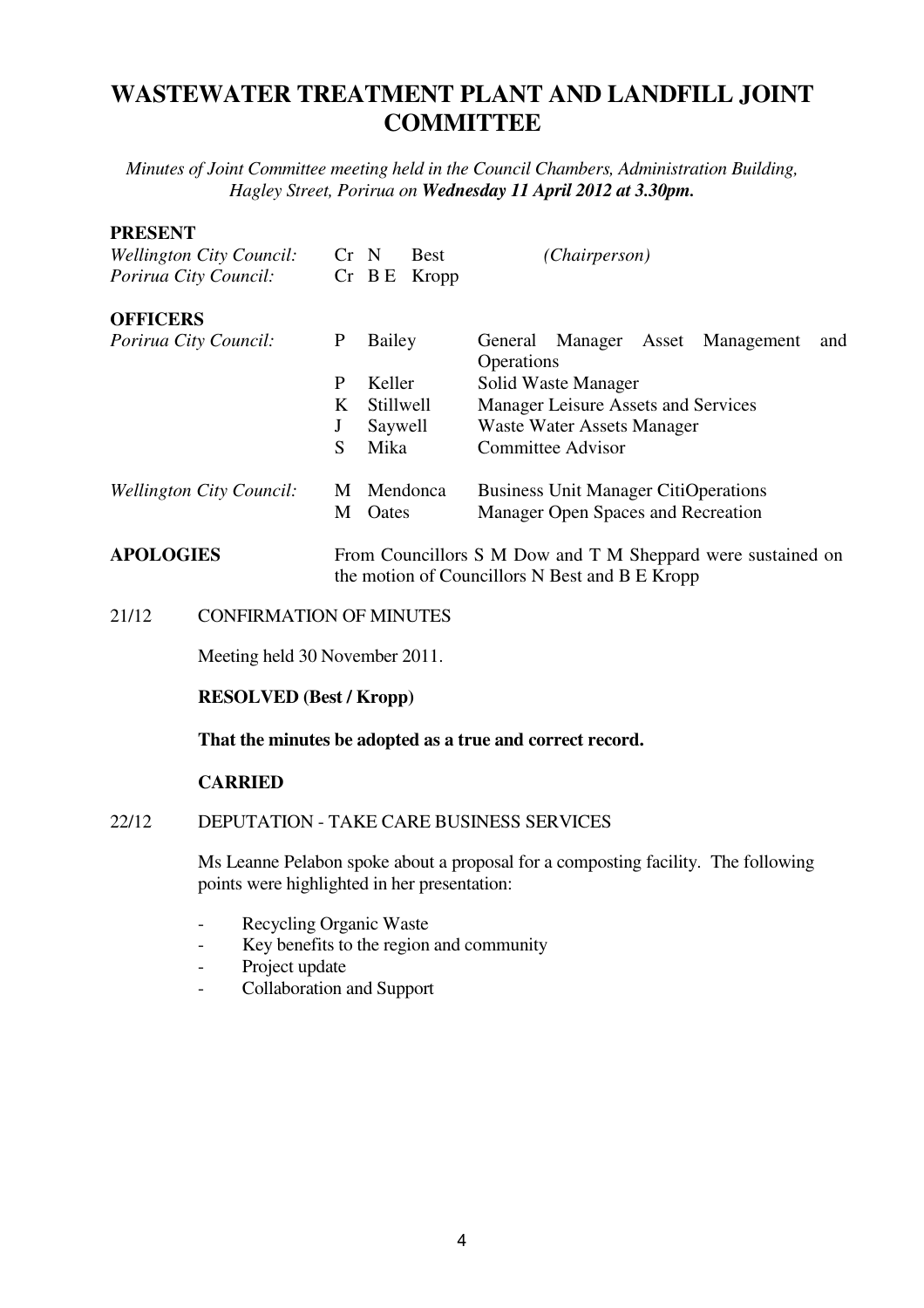# WASTEWATER TREATMENT PLANT AND LANDFILL JOINT COMMITTEE

*Minutes of Joint Committee meeting held in the Council Chambers, Administration Building, Hagley Street, Porirua on* ***Wednesday 11 April 2012 at 3.30pm.***

**PRESENT**

| | | |
|---|---|---|
| *Wellington City Council:* | Cr N Best | *(Chairperson)* |
| *Porirua City Council:* | Cr B E Kropp | |

**OFFICERS**

| | | |
|---|---|---|
| *Porirua City Council:* | P Bailey | General Manager Asset Management and Operations |
| | P Keller | Solid Waste Manager |
| | K Stillwell | Manager Leisure Assets and Services |
| | J Saywell | Waste Water Assets Manager |
| | S Mika | Committee Advisor |
| *Wellington City Council:* | M Mendonca | Business Unit Manager CitiOperations |
| | M Oates | Manager Open Spaces and Recreation |

**APOLOGIES** From Councillors S M Dow and T M Sheppard were sustained on the motion of Councillors N Best and B E Kropp

21/12 CONFIRMATION OF MINUTES

Meeting held 30 November 2011.

**RESOLVED (Best / Kropp)**

**That the minutes be adopted as a true and correct record.**

**CARRIED**

22/12 DEPUTATION - TAKE CARE BUSINESS SERVICES

Ms Leanne Pelabon spoke about a proposal for a composting facility. The following points were highlighted in her presentation:

- Recycling Organic Waste
- Key benefits to the region and community
- Project update
- Collaboration and Support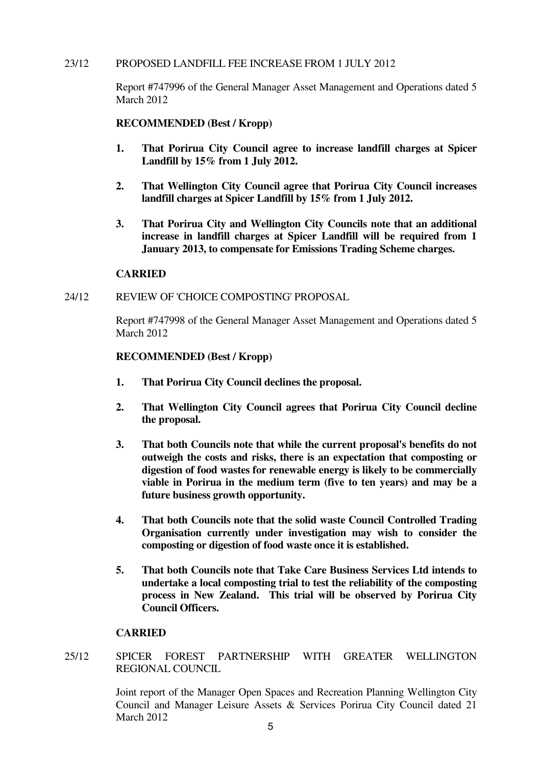23/12 PROPOSED LANDFILL FEE INCREASE FROM 1 JULY 2012

Report #747996 of the General Manager Asset Management and Operations dated 5 March 2012

**RECOMMENDED (Best / Kropp)**

1. **That Porirua City Council agree to increase landfill charges at Spicer Landfill by 15% from 1 July 2012.**

2. **That Wellington City Council agree that Porirua City Council increases landfill charges at Spicer Landfill by 15% from 1 July 2012.**

3. **That Porirua City and Wellington City Councils note that an additional increase in landfill charges at Spicer Landfill will be required from 1 January 2013, to compensate for Emissions Trading Scheme charges.**

**CARRIED**

24/12 REVIEW OF 'CHOICE COMPOSTING' PROPOSAL

Report #747998 of the General Manager Asset Management and Operations dated 5 March 2012

**RECOMMENDED (Best / Kropp)**

1. **That Porirua City Council declines the proposal.**

2. **That Wellington City Council agrees that Porirua City Council decline the proposal.**

3. **That both Councils note that while the current proposal's benefits do not outweigh the costs and risks, there is an expectation that composting or digestion of food wastes for renewable energy is likely to be commercially viable in Porirua in the medium term (five to ten years) and may be a future business growth opportunity.**

4. **That both Councils note that the solid waste Council Controlled Trading Organisation currently under investigation may wish to consider the composting or digestion of food waste once it is established.**

5. **That both Councils note that Take Care Business Services Ltd intends to undertake a local composting trial to test the reliability of the composting process in New Zealand. This trial will be observed by Porirua City Council Officers.**

**CARRIED**

25/12 SPICER FOREST PARTNERSHIP WITH GREATER WELLINGTON REGIONAL COUNCIL

Joint report of the Manager Open Spaces and Recreation Planning Wellington City Council and Manager Leisure Assets & Services Porirua City Council dated 21 March 2012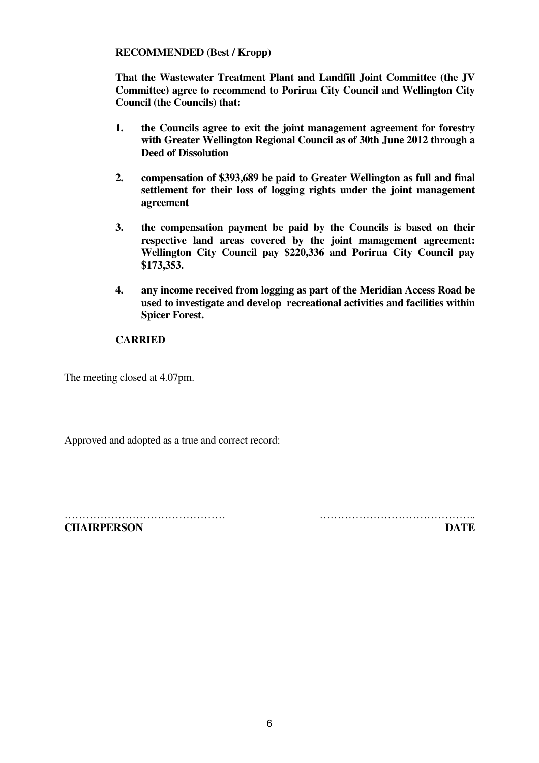**RECOMMENDED (Best / Kropp)**

**That the Wastewater Treatment Plant and Landfill Joint Committee (the JV Committee) agree to recommend to Porirua City Council and Wellington City Council (the Councils) that:**

1. **the Councils agree to exit the joint management agreement for forestry with Greater Wellington Regional Council as of 30th June 2012 through a Deed of Dissolution**

2. **compensation of $393,689 be paid to Greater Wellington as full and final settlement for their loss of logging rights under the joint management agreement**

3. **the compensation payment be paid by the Councils is based on their respective land areas covered by the joint management agreement: Wellington City Council pay $220,336 and Porirua City Council pay $173,353.**

4. **any income received from logging as part of the Meridian Access Road be used to investigate and develop recreational activities and facilities within Spicer Forest.**

**CARRIED**

The meeting closed at 4.07pm.

Approved and adopted as a true and correct record:

……………………………………… ……………………………………..

**CHAIRPERSON** **DATE**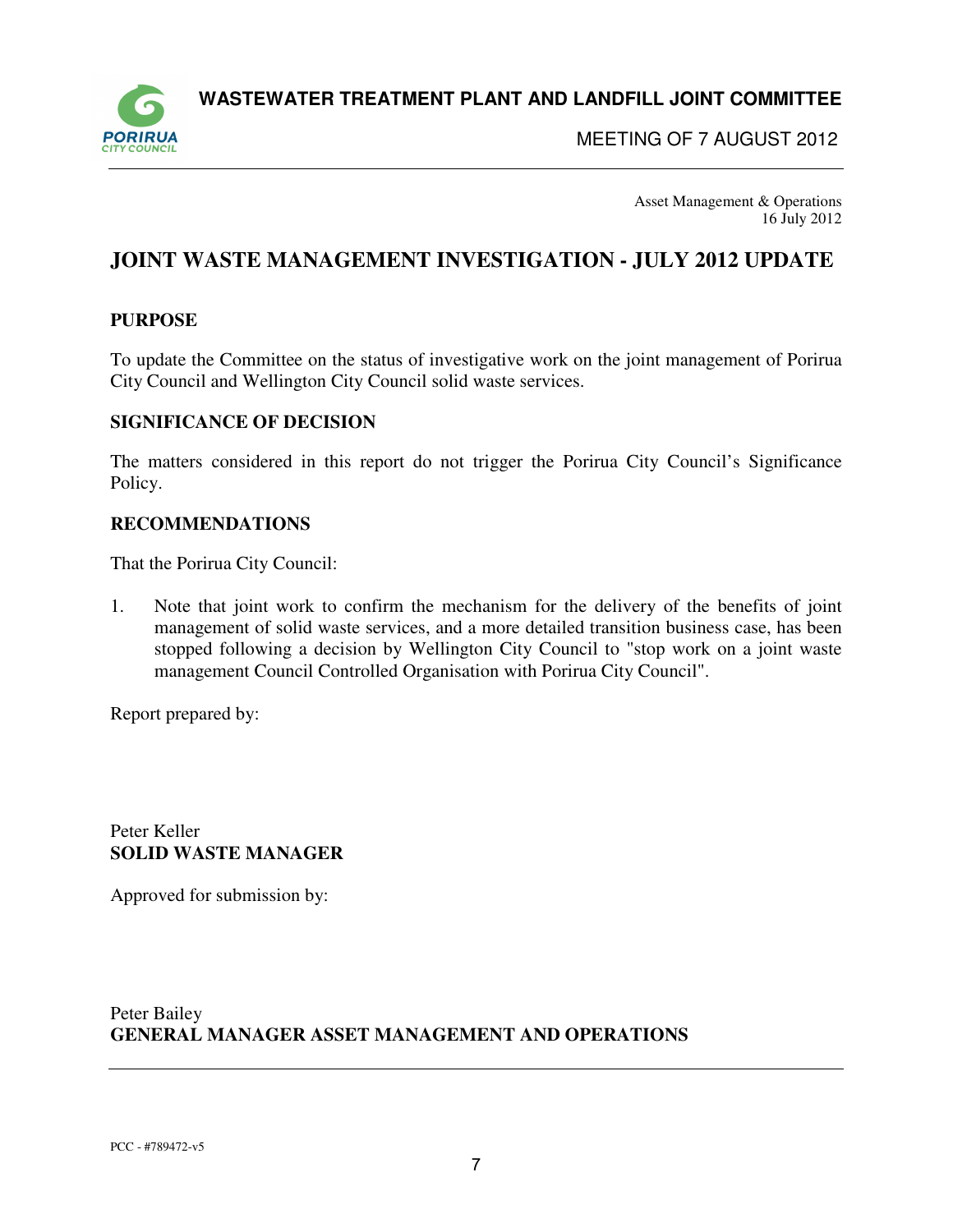Asset Management & Operations
16 July 2012

# JOINT WASTE MANAGEMENT INVESTIGATION - JULY 2012 UPDATE

## PURPOSE

To update the Committee on the status of investigative work on the joint management of Porirua City Council and Wellington City Council solid waste services.

## SIGNIFICANCE OF DECISION

The matters considered in this report do not trigger the Porirua City Council's Significance Policy.

## RECOMMENDATIONS

That the Porirua City Council:

1. Note that joint work to confirm the mechanism for the delivery of the benefits of joint management of solid waste services, and a more detailed transition business case, has been stopped following a decision by Wellington City Council to "stop work on a joint waste management Council Controlled Organisation with Porirua City Council".

Report prepared by:

Peter Keller
**SOLID WASTE MANAGER**

Approved for submission by:

Peter Bailey
**GENERAL MANAGER ASSET MANAGEMENT AND OPERATIONS**

PCC - #789472-v5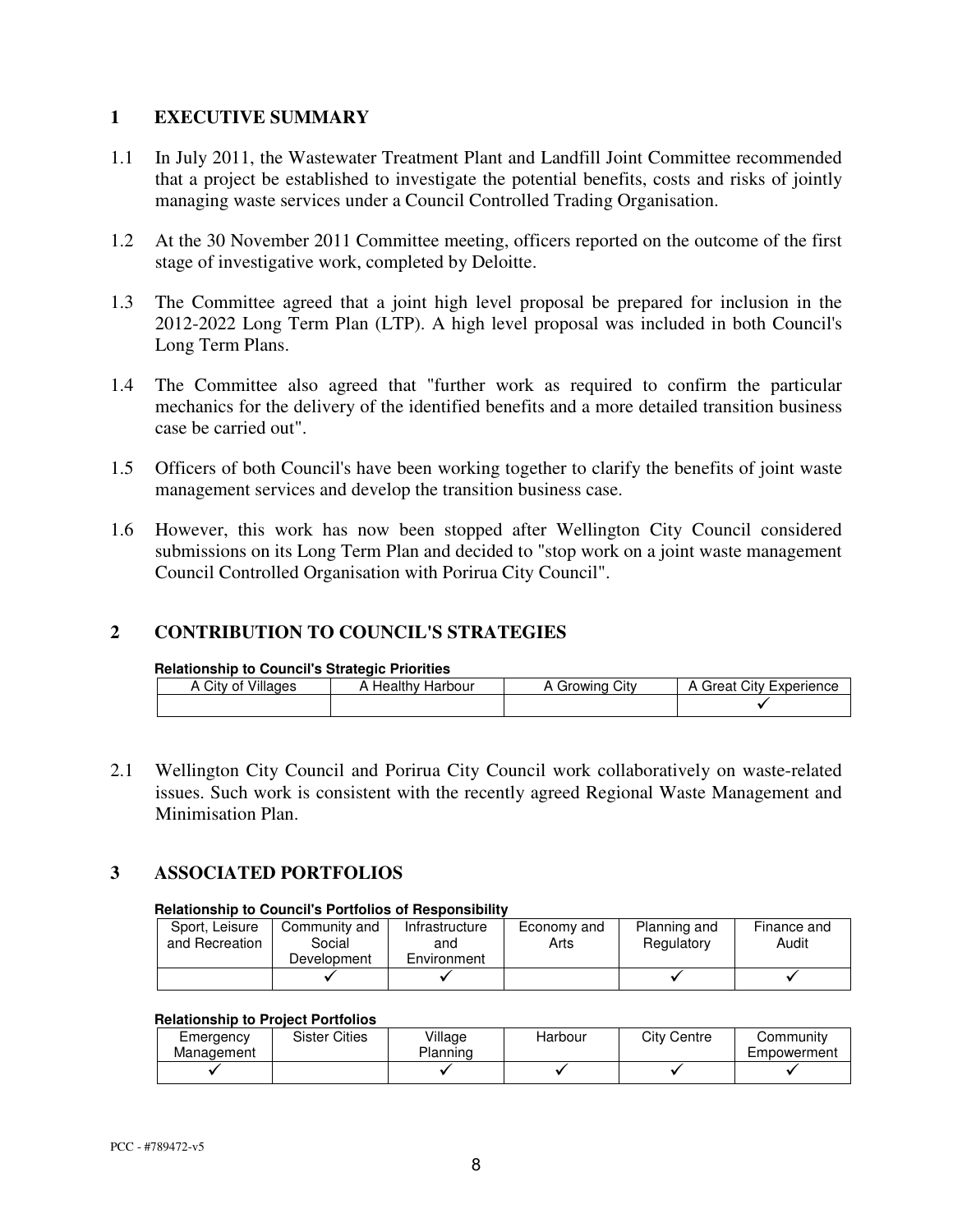## 1 EXECUTIVE SUMMARY

1.1 In July 2011, the Wastewater Treatment Plant and Landfill Joint Committee recommended that a project be established to investigate the potential benefits, costs and risks of jointly managing waste services under a Council Controlled Trading Organisation.

1.2 At the 30 November 2011 Committee meeting, officers reported on the outcome of the first stage of investigative work, completed by Deloitte.

1.3 The Committee agreed that a joint high level proposal be prepared for inclusion in the 2012-2022 Long Term Plan (LTP). A high level proposal was included in both Council's Long Term Plans.

1.4 The Committee also agreed that "further work as required to confirm the particular mechanics for the delivery of the identified benefits and a more detailed transition business case be carried out".

1.5 Officers of both Council's have been working together to clarify the benefits of joint waste management services and develop the transition business case.

1.6 However, this work has now been stopped after Wellington City Council considered submissions on its Long Term Plan and decided to "stop work on a joint waste management Council Controlled Organisation with Porirua City Council".

## 2 CONTRIBUTION TO COUNCIL'S STRATEGIES

**Relationship to Council's Strategic Priorities**

| A City of Villages | A Healthy Harbour | A Growing City | A Great City Experience |
|---|---|---|---|
| | | | ✓ |

2.1 Wellington City Council and Porirua City Council work collaboratively on waste-related issues. Such work is consistent with the recently agreed Regional Waste Management and Minimisation Plan.

## 3 ASSOCIATED PORTFOLIOS

**Relationship to Council's Portfolios of Responsibility**

| Sport, Leisure and Recreation | Community and Social Development | Infrastructure and Environment | Economy and Arts | Planning and Regulatory | Finance and Audit |
|---|---|---|---|---|---|
| | ✓ | ✓ | | ✓ | ✓ |

**Relationship to Project Portfolios**

| Emergency Management | Sister Cities | Village Planning | Harbour | City Centre | Community Empowerment |
|---|---|---|---|---|---|
| ✓ | | ✓ | ✓ | ✓ | ✓ |

PCC - #789472-v5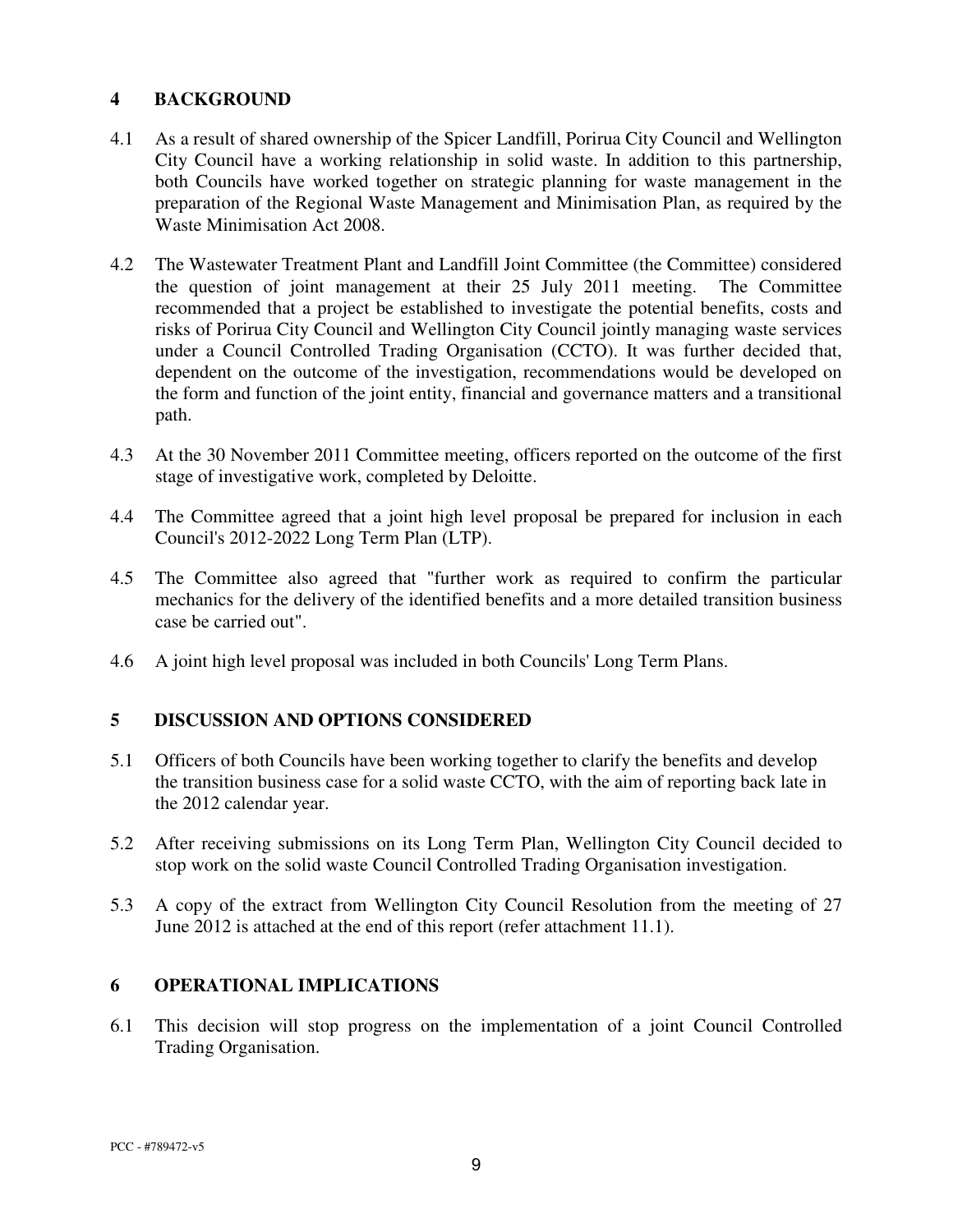## 4 BACKGROUND

4.1 As a result of shared ownership of the Spicer Landfill, Porirua City Council and Wellington City Council have a working relationship in solid waste. In addition to this partnership, both Councils have worked together on strategic planning for waste management in the preparation of the Regional Waste Management and Minimisation Plan, as required by the Waste Minimisation Act 2008.

4.2 The Wastewater Treatment Plant and Landfill Joint Committee (the Committee) considered the question of joint management at their 25 July 2011 meeting. The Committee recommended that a project be established to investigate the potential benefits, costs and risks of Porirua City Council and Wellington City Council jointly managing waste services under a Council Controlled Trading Organisation (CCTO). It was further decided that, dependent on the outcome of the investigation, recommendations would be developed on the form and function of the joint entity, financial and governance matters and a transitional path.

4.3 At the 30 November 2011 Committee meeting, officers reported on the outcome of the first stage of investigative work, completed by Deloitte.

4.4 The Committee agreed that a joint high level proposal be prepared for inclusion in each Council's 2012-2022 Long Term Plan (LTP).

4.5 The Committee also agreed that "further work as required to confirm the particular mechanics for the delivery of the identified benefits and a more detailed transition business case be carried out".

4.6 A joint high level proposal was included in both Councils' Long Term Plans.

## 5 DISCUSSION AND OPTIONS CONSIDERED

5.1 Officers of both Councils have been working together to clarify the benefits and develop the transition business case for a solid waste CCTO, with the aim of reporting back late in the 2012 calendar year.

5.2 After receiving submissions on its Long Term Plan, Wellington City Council decided to stop work on the solid waste Council Controlled Trading Organisation investigation.

5.3 A copy of the extract from Wellington City Council Resolution from the meeting of 27 June 2012 is attached at the end of this report (refer attachment 11.1).

## 6 OPERATIONAL IMPLICATIONS

6.1 This decision will stop progress on the implementation of a joint Council Controlled Trading Organisation.

PCC - #789472-v5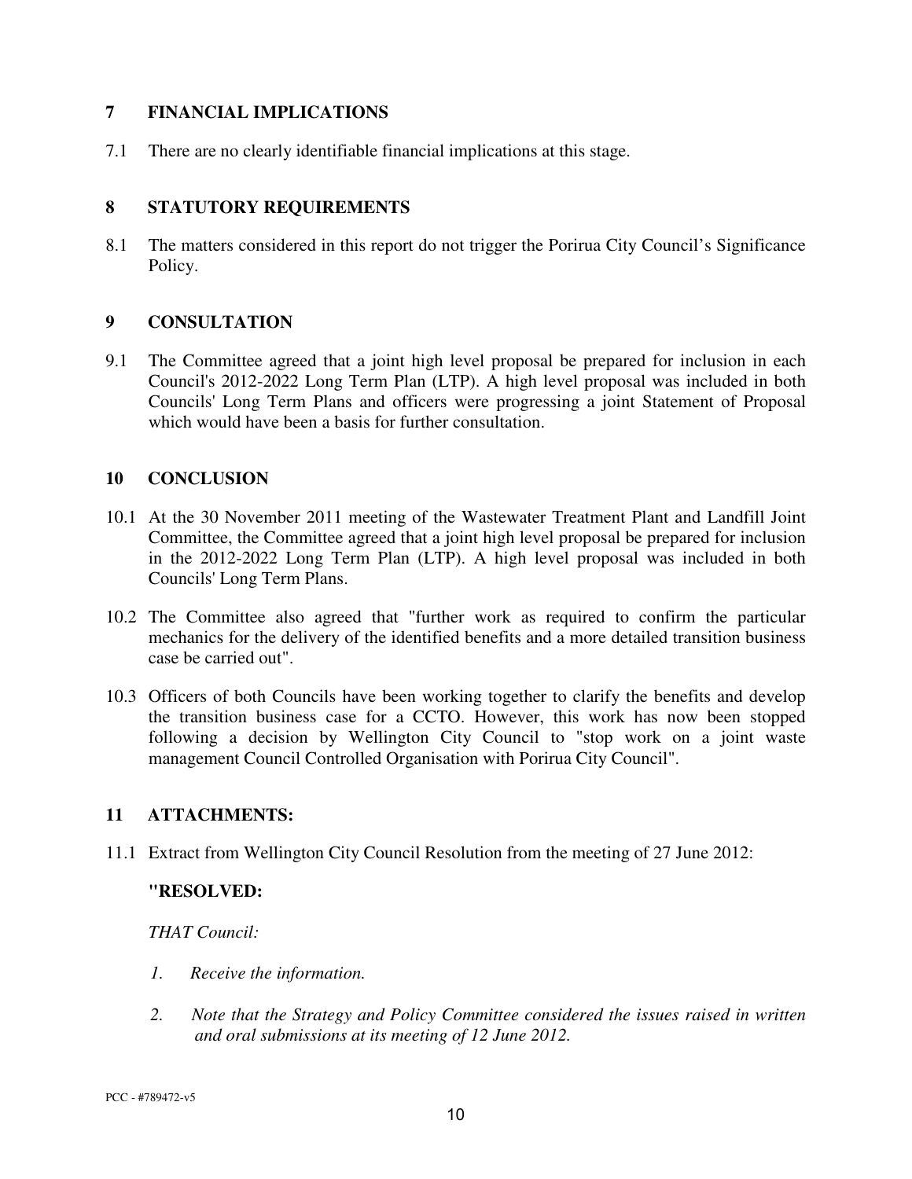## 7 FINANCIAL IMPLICATIONS

7.1 There are no clearly identifiable financial implications at this stage.

## 8 STATUTORY REQUIREMENTS

8.1 The matters considered in this report do not trigger the Porirua City Council's Significance Policy.

## 9 CONSULTATION

9.1 The Committee agreed that a joint high level proposal be prepared for inclusion in each Council's 2012-2022 Long Term Plan (LTP). A high level proposal was included in both Councils' Long Term Plans and officers were progressing a joint Statement of Proposal which would have been a basis for further consultation.

## 10 CONCLUSION

10.1 At the 30 November 2011 meeting of the Wastewater Treatment Plant and Landfill Joint Committee, the Committee agreed that a joint high level proposal be prepared for inclusion in the 2012-2022 Long Term Plan (LTP). A high level proposal was included in both Councils' Long Term Plans.

10.2 The Committee also agreed that "further work as required to confirm the particular mechanics for the delivery of the identified benefits and a more detailed transition business case be carried out".

10.3 Officers of both Councils have been working together to clarify the benefits and develop the transition business case for a CCTO. However, this work has now been stopped following a decision by Wellington City Council to "stop work on a joint waste management Council Controlled Organisation with Porirua City Council".

## 11 ATTACHMENTS:

11.1 Extract from Wellington City Council Resolution from the meeting of 27 June 2012:

**"RESOLVED:**

*THAT Council:*

*1. Receive the information.*

*2. Note that the Strategy and Policy Committee considered the issues raised in written and oral submissions at its meeting of 12 June 2012.*

PCC - #789472-v5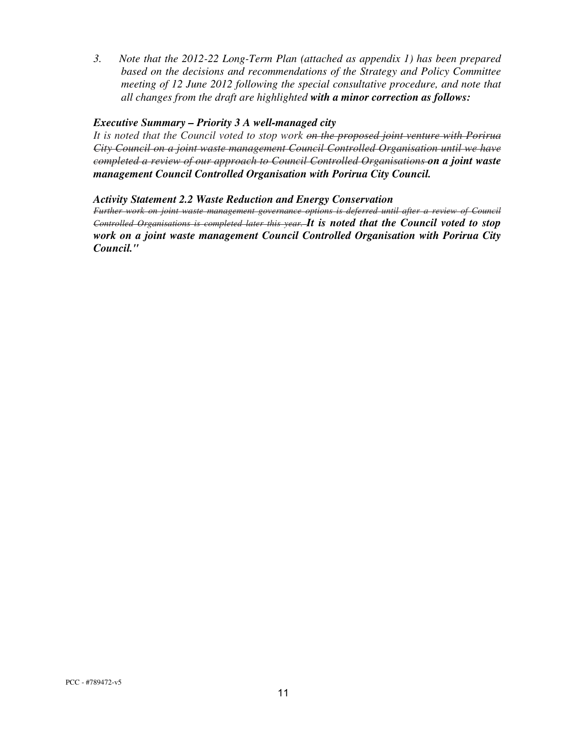3. *Note that the 2012-22 Long-Term Plan (attached as appendix 1) has been prepared based on the decisions and recommendations of the Strategy and Policy Committee meeting of 12 June 2012 following the special consultative procedure, and note that all changes from the draft are highlighted* ***with a minor correction as follows:***

***Executive Summary – Priority 3 A well-managed city***

*It is noted that the Council voted to stop work ~~on the proposed joint venture with Porirua City Council on a joint waste management Council Controlled Organisation until we have completed a review of our approach to Council Controlled Organisations~~* ***on a joint waste management Council Controlled Organisation with Porirua City Council.***

***Activity Statement 2.2 Waste Reduction and Energy Conservation***

*~~Further work on joint waste management governance options is deferred until after a review of Council Controlled Organisations is completed later this year.~~* ***It is noted that the Council voted to stop work on a joint waste management Council Controlled Organisation with Porirua City Council."***

PCC - #789472-v5